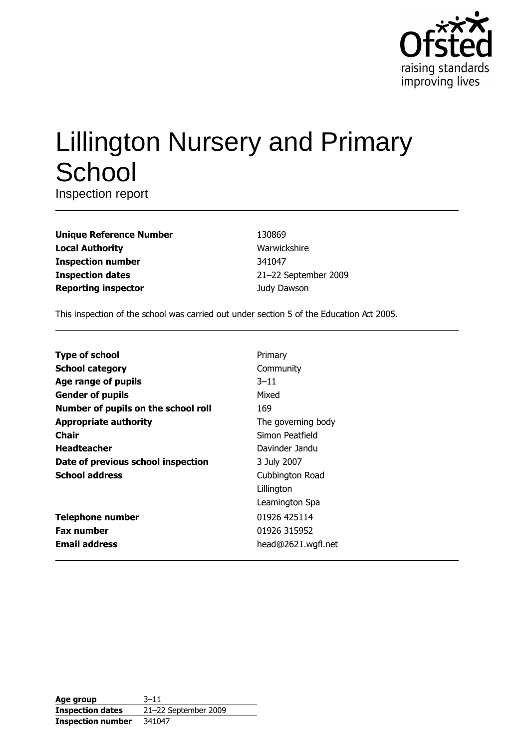# Lillington Nursery and Primary School

Inspection report

| | |
|---|---|
| **Unique Reference Number** | 130869 |
| **Local Authority** | Warwickshire |
| **Inspection number** | 341047 |
| **Inspection dates** | 21–22 September 2009 |
| **Reporting inspector** | Judy Dawson |

This inspection of the school was carried out under section 5 of the Education Act 2005.

| | |
|---|---|
| **Type of school** | Primary |
| **School category** | Community |
| **Age range of pupils** | 3–11 |
| **Gender of pupils** | Mixed |
| **Number of pupils on the school roll** | 169 |
| **Appropriate authority** | The governing body |
| **Chair** | Simon Peatfield |
| **Headteacher** | Davinder Jandu |
| **Date of previous school inspection** | 3 July 2007 |
| **School address** | Cubbington Road<br>Lillington<br>Leamington Spa |
| **Telephone number** | 01926 425114 |
| **Fax number** | 01926 315952 |
| **Email address** | head@2621.wgfl.net |

| | |
|---|---|
| **Age group** | 3–11 |
| **Inspection dates** | 21–22 September 2009 |
| **Inspection number** | 341047 |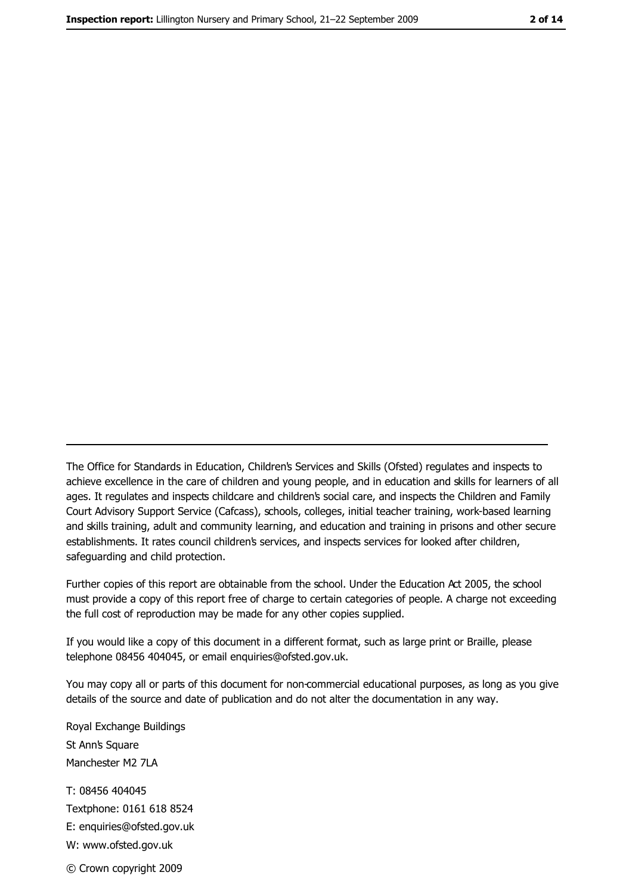The Office for Standards in Education, Children's Services and Skills (Ofsted) regulates and inspects to achieve excellence in the care of children and young people, and in education and skills for learners of all ages. It regulates and inspects childcare and children's social care, and inspects the Children and Family Court Advisory Support Service (Cafcass), schools, colleges, initial teacher training, work-based learning and skills training, adult and community learning, and education and training in prisons and other secure establishments. It rates council children's services, and inspects services for looked after children, safeguarding and child protection.

Further copies of this report are obtainable from the school. Under the Education Act 2005, the school must provide a copy of this report free of charge to certain categories of people. A charge not exceeding the full cost of reproduction may be made for any other copies supplied.

If you would like a copy of this document in a different format, such as large print or Braille, please telephone 08456 404045, or email enquiries@ofsted.gov.uk.

You may copy all or parts of this document for non-commercial educational purposes, as long as you give details of the source and date of publication and do not alter the documentation in any way.

Royal Exchange Buildings
St Ann's Square
Manchester M2 7LA

T: 08456 404045
Textphone: 0161 618 8524
E: enquiries@ofsted.gov.uk
W: www.ofsted.gov.uk

© Crown copyright 2009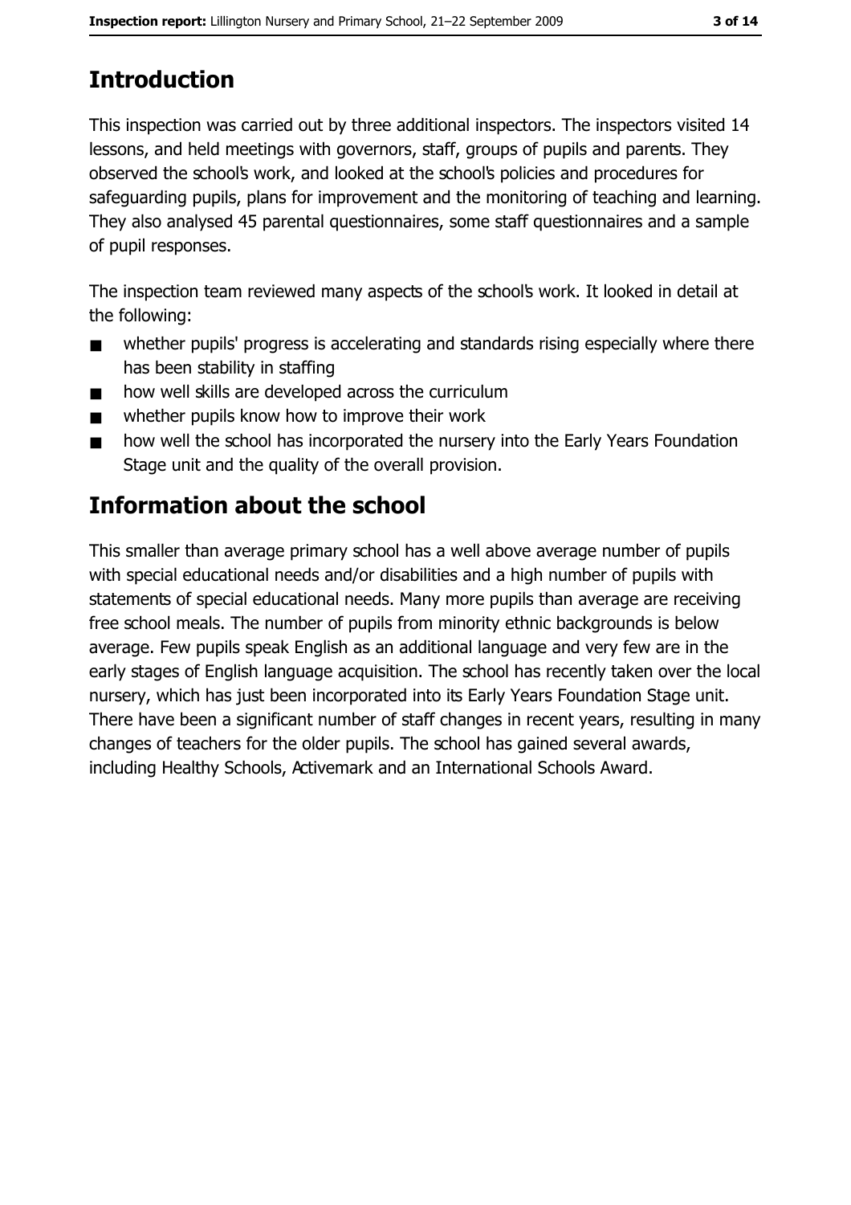## Introduction

This inspection was carried out by three additional inspectors. The inspectors visited 14 lessons, and held meetings with governors, staff, groups of pupils and parents. They observed the school's work, and looked at the school's policies and procedures for safeguarding pupils, plans for improvement and the monitoring of teaching and learning. They also analysed 45 parental questionnaires, some staff questionnaires and a sample of pupil responses.

The inspection team reviewed many aspects of the school's work. It looked in detail at the following:

- whether pupils' progress is accelerating and standards rising especially where there has been stability in staffing
- how well skills are developed across the curriculum
- whether pupils know how to improve their work
- how well the school has incorporated the nursery into the Early Years Foundation Stage unit and the quality of the overall provision.

## Information about the school

This smaller than average primary school has a well above average number of pupils with special educational needs and/or disabilities and a high number of pupils with statements of special educational needs. Many more pupils than average are receiving free school meals. The number of pupils from minority ethnic backgrounds is below average. Few pupils speak English as an additional language and very few are in the early stages of English language acquisition. The school has recently taken over the local nursery, which has just been incorporated into its Early Years Foundation Stage unit. There have been a significant number of staff changes in recent years, resulting in many changes of teachers for the older pupils. The school has gained several awards, including Healthy Schools, Activemark and an International Schools Award.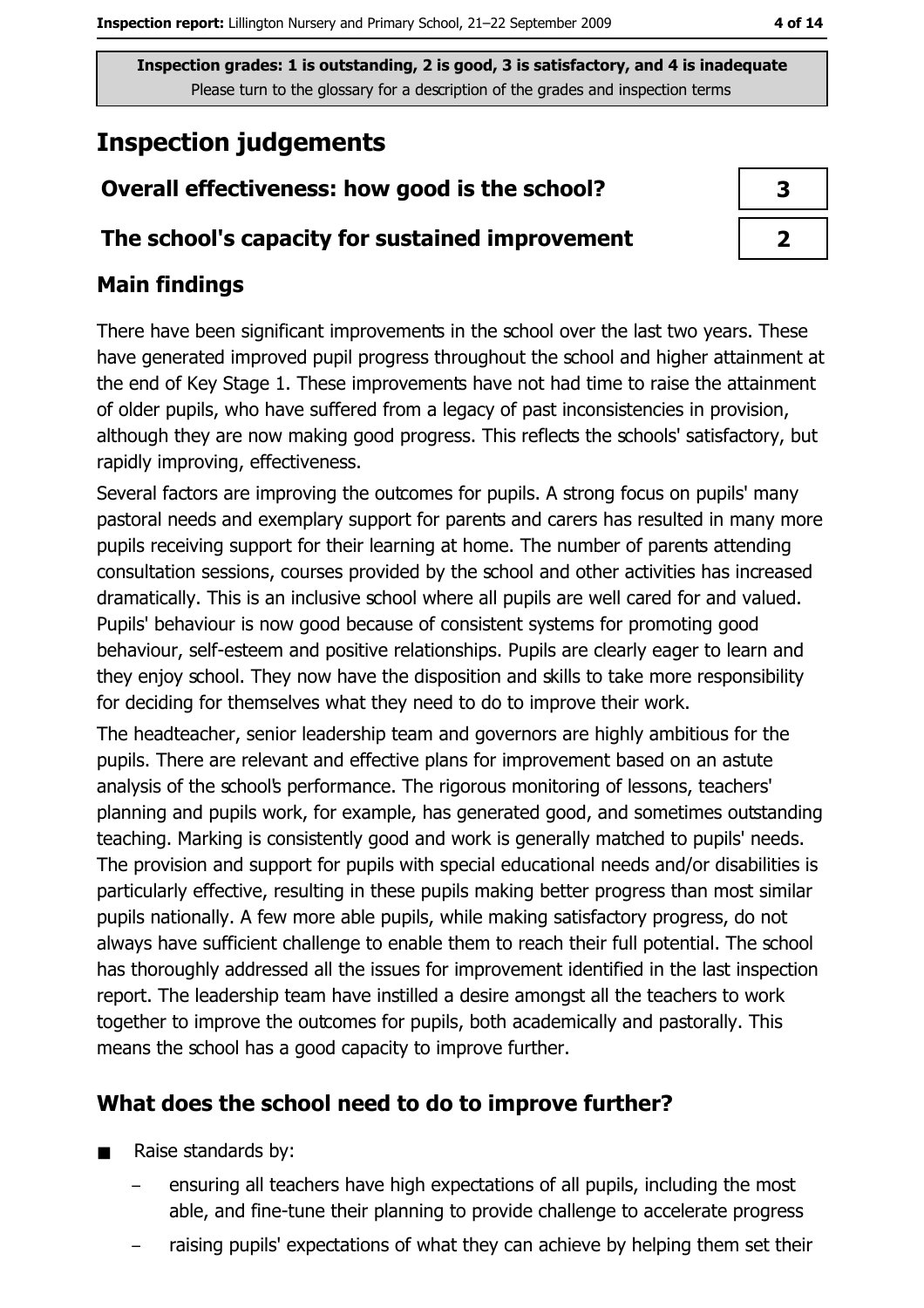**Inspection grades: 1 is outstanding, 2 is good, 3 is satisfactory, and 4 is inadequate**
Please turn to the glossary for a description of the grades and inspection terms

# Inspection judgements

| | |
|---|---|
| **Overall effectiveness: how good is the school?** | **3** |
| **The school's capacity for sustained improvement** | **2** |

## Main findings

There have been significant improvements in the school over the last two years. These have generated improved pupil progress throughout the school and higher attainment at the end of Key Stage 1. These improvements have not had time to raise the attainment of older pupils, who have suffered from a legacy of past inconsistencies in provision, although they are now making good progress. This reflects the schools' satisfactory, but rapidly improving, effectiveness.

Several factors are improving the outcomes for pupils. A strong focus on pupils' many pastoral needs and exemplary support for parents and carers has resulted in many more pupils receiving support for their learning at home. The number of parents attending consultation sessions, courses provided by the school and other activities has increased dramatically. This is an inclusive school where all pupils are well cared for and valued. Pupils' behaviour is now good because of consistent systems for promoting good behaviour, self-esteem and positive relationships. Pupils are clearly eager to learn and they enjoy school. They now have the disposition and skills to take more responsibility for deciding for themselves what they need to do to improve their work.

The headteacher, senior leadership team and governors are highly ambitious for the pupils. There are relevant and effective plans for improvement based on an astute analysis of the school's performance. The rigorous monitoring of lessons, teachers' planning and pupils work, for example, has generated good, and sometimes outstanding teaching. Marking is consistently good and work is generally matched to pupils' needs. The provision and support for pupils with special educational needs and/or disabilities is particularly effective, resulting in these pupils making better progress than most similar pupils nationally. A few more able pupils, while making satisfactory progress, do not always have sufficient challenge to enable them to reach their full potential. The school has thoroughly addressed all the issues for improvement identified in the last inspection report. The leadership team have instilled a desire amongst all the teachers to work together to improve the outcomes for pupils, both academically and pastorally. This means the school has a good capacity to improve further.

## What does the school need to do to improve further?

- Raise standards by:
  - ensuring all teachers have high expectations of all pupils, including the most able, and fine-tune their planning to provide challenge to accelerate progress
  - raising pupils' expectations of what they can achieve by helping them set their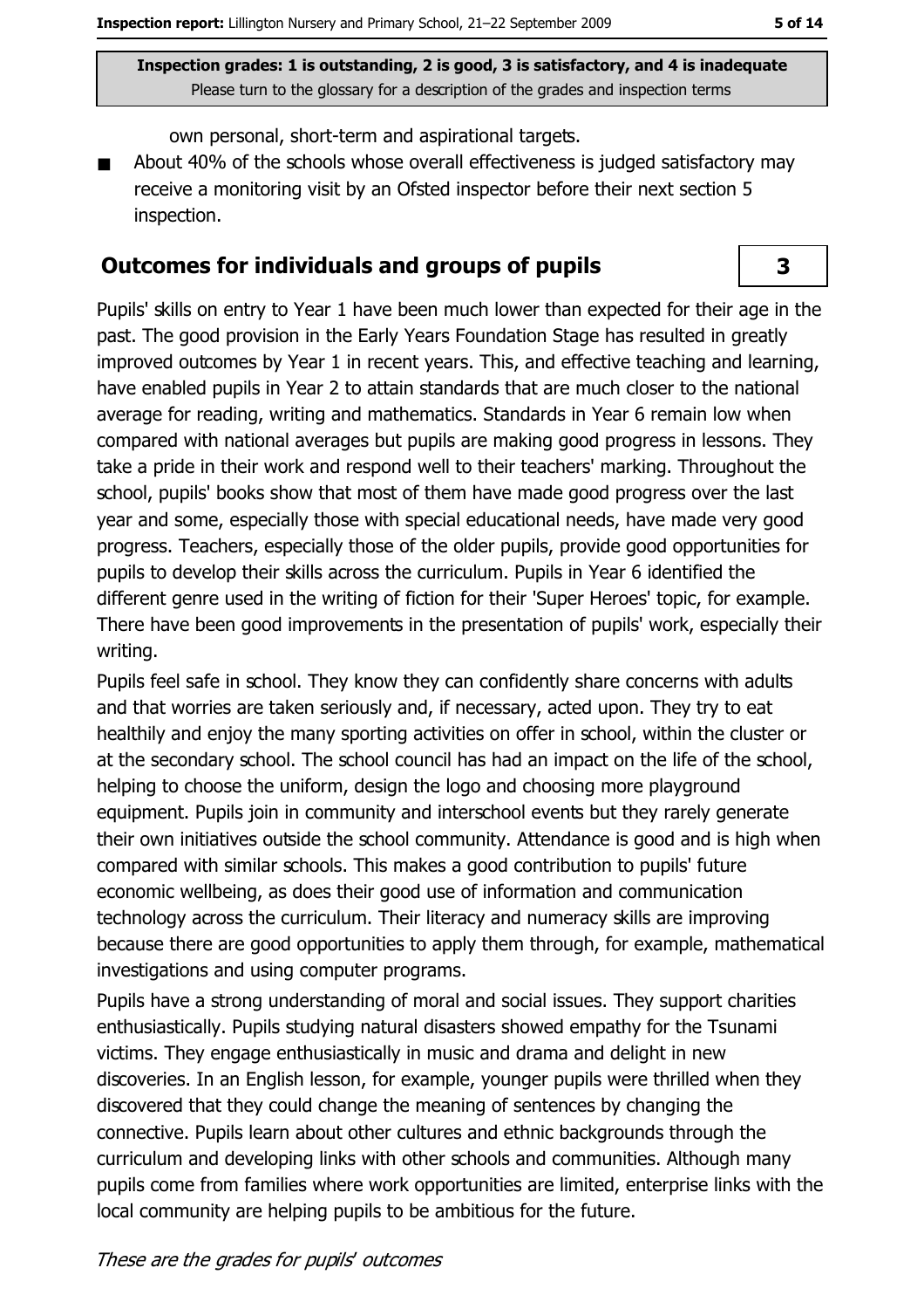Inspection grades: 1 is outstanding, 2 is good, 3 is satisfactory, and 4 is inadequate
Please turn to the glossary for a description of the grades and inspection terms

own personal, short-term and aspirational targets.

- About 40% of the schools whose overall effectiveness is judged satisfactory may receive a monitoring visit by an Ofsted inspector before their next section 5 inspection.

## Outcomes for individuals and groups of pupils

**3**

Pupils' skills on entry to Year 1 have been much lower than expected for their age in the past. The good provision in the Early Years Foundation Stage has resulted in greatly improved outcomes by Year 1 in recent years. This, and effective teaching and learning, have enabled pupils in Year 2 to attain standards that are much closer to the national average for reading, writing and mathematics. Standards in Year 6 remain low when compared with national averages but pupils are making good progress in lessons. They take a pride in their work and respond well to their teachers' marking. Throughout the school, pupils' books show that most of them have made good progress over the last year and some, especially those with special educational needs, have made very good progress. Teachers, especially those of the older pupils, provide good opportunities for pupils to develop their skills across the curriculum. Pupils in Year 6 identified the different genre used in the writing of fiction for their 'Super Heroes' topic, for example. There have been good improvements in the presentation of pupils' work, especially their writing.

Pupils feel safe in school. They know they can confidently share concerns with adults and that worries are taken seriously and, if necessary, acted upon. They try to eat healthily and enjoy the many sporting activities on offer in school, within the cluster or at the secondary school. The school council has had an impact on the life of the school, helping to choose the uniform, design the logo and choosing more playground equipment. Pupils join in community and interschool events but they rarely generate their own initiatives outside the school community. Attendance is good and is high when compared with similar schools. This makes a good contribution to pupils' future economic wellbeing, as does their good use of information and communication technology across the curriculum. Their literacy and numeracy skills are improving because there are good opportunities to apply them through, for example, mathematical investigations and using computer programs.

Pupils have a strong understanding of moral and social issues. They support charities enthusiastically. Pupils studying natural disasters showed empathy for the Tsunami victims. They engage enthusiastically in music and drama and delight in new discoveries. In an English lesson, for example, younger pupils were thrilled when they discovered that they could change the meaning of sentences by changing the connective. Pupils learn about other cultures and ethnic backgrounds through the curriculum and developing links with other schools and communities. Although many pupils come from families where work opportunities are limited, enterprise links with the local community are helping pupils to be ambitious for the future.

*These are the grades for pupils' outcomes*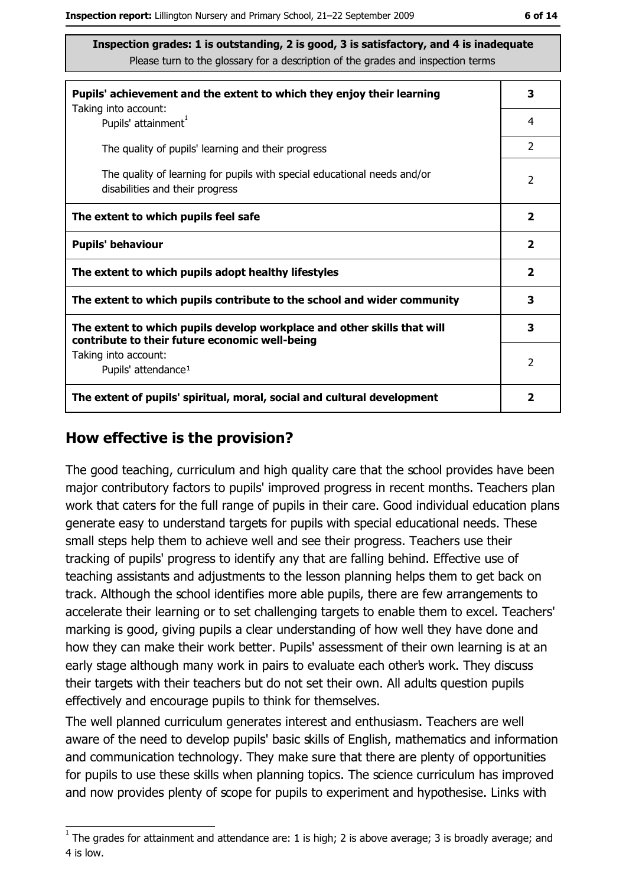**Inspection grades: 1 is outstanding, 2 is good, 3 is satisfactory, and 4 is inadequate**
Please turn to the glossary for a description of the grades and inspection terms

| | |
|---|---|
| **Pupils' achievement and the extent to which they enjoy their learning** | **3** |
| Taking into account: Pupils' attainment[1] | 4 |
| The quality of pupils' learning and their progress | 2 |
| The quality of learning for pupils with special educational needs and/or disabilities and their progress | 2 |
| **The extent to which pupils feel safe** | **2** |
| **Pupils' behaviour** | **2** |
| **The extent to which pupils adopt healthy lifestyles** | **2** |
| **The extent to which pupils contribute to the school and wider community** | **3** |
| **The extent to which pupils develop workplace and other skills that will contribute to their future economic well-being** | **3** |
| Taking into account: Pupils' attendance[1] | 2 |
| **The extent of pupils' spiritual, moral, social and cultural development** | **2** |

## How effective is the provision?

The good teaching, curriculum and high quality care that the school provides have been major contributory factors to pupils' improved progress in recent months. Teachers plan work that caters for the full range of pupils in their care. Good individual education plans generate easy to understand targets for pupils with special educational needs. These small steps help them to achieve well and see their progress. Teachers use their tracking of pupils' progress to identify any that are falling behind. Effective use of teaching assistants and adjustments to the lesson planning helps them to get back on track. Although the school identifies more able pupils, there are few arrangements to accelerate their learning or to set challenging targets to enable them to excel. Teachers' marking is good, giving pupils a clear understanding of how well they have done and how they can make their work better. Pupils' assessment of their own learning is at an early stage although many work in pairs to evaluate each other's work. They discuss their targets with their teachers but do not set their own. All adults question pupils effectively and encourage pupils to think for themselves.

The well planned curriculum generates interest and enthusiasm. Teachers are well aware of the need to develop pupils' basic skills of English, mathematics and information and communication technology. They make sure that there are plenty of opportunities for pupils to use these skills when planning topics. The science curriculum has improved and now provides plenty of scope for pupils to experiment and hypothesise. Links with

[1] The grades for attainment and attendance are: 1 is high; 2 is above average; 3 is broadly average; and 4 is low.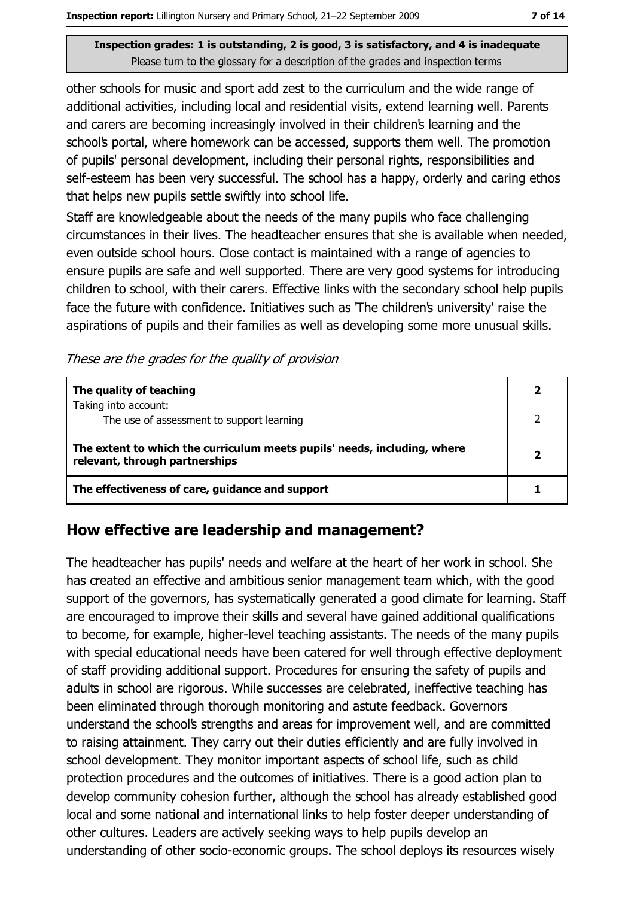Inspection grades: 1 is outstanding, 2 is good, 3 is satisfactory, and 4 is inadequate
Please turn to the glossary for a description of the grades and inspection terms

other schools for music and sport add zest to the curriculum and the wide range of additional activities, including local and residential visits, extend learning well. Parents and carers are becoming increasingly involved in their children's learning and the school's portal, where homework can be accessed, supports them well. The promotion of pupils' personal development, including their personal rights, responsibilities and self-esteem has been very successful. The school has a happy, orderly and caring ethos that helps new pupils settle swiftly into school life.

Staff are knowledgeable about the needs of the many pupils who face challenging circumstances in their lives. The headteacher ensures that she is available when needed, even outside school hours. Close contact is maintained with a range of agencies to ensure pupils are safe and well supported. There are very good systems for introducing children to school, with their carers. Effective links with the secondary school help pupils face the future with confidence. Initiatives such as 'The children's university' raise the aspirations of pupils and their families as well as developing some more unusual skills.

*These are the grades for the quality of provision*

| | |
|---|---|
| **The quality of teaching** | **2** |
| Taking into account: The use of assessment to support learning | 2 |
| **The extent to which the curriculum meets pupils' needs, including, where relevant, through partnerships** | **2** |
| **The effectiveness of care, guidance and support** | **1** |

## How effective are leadership and management?

The headteacher has pupils' needs and welfare at the heart of her work in school. She has created an effective and ambitious senior management team which, with the good support of the governors, has systematically generated a good climate for learning. Staff are encouraged to improve their skills and several have gained additional qualifications to become, for example, higher-level teaching assistants. The needs of the many pupils with special educational needs have been catered for well through effective deployment of staff providing additional support. Procedures for ensuring the safety of pupils and adults in school are rigorous. While successes are celebrated, ineffective teaching has been eliminated through thorough monitoring and astute feedback. Governors understand the school's strengths and areas for improvement well, and are committed to raising attainment. They carry out their duties efficiently and are fully involved in school development. They monitor important aspects of school life, such as child protection procedures and the outcomes of initiatives. There is a good action plan to develop community cohesion further, although the school has already established good local and some national and international links to help foster deeper understanding of other cultures. Leaders are actively seeking ways to help pupils develop an understanding of other socio-economic groups. The school deploys its resources wisely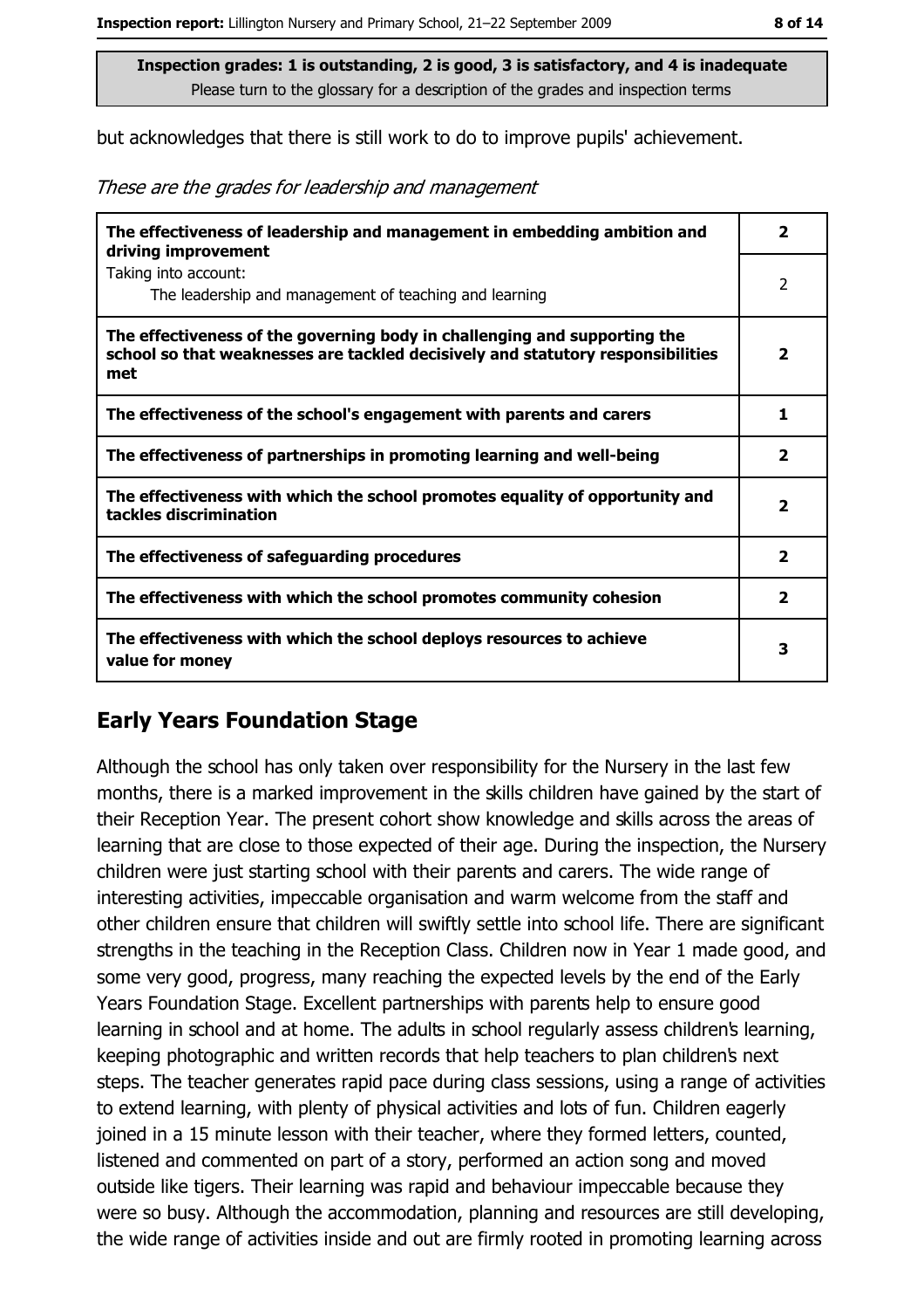**Inspection grades: 1 is outstanding, 2 is good, 3 is satisfactory, and 4 is inadequate**
Please turn to the glossary for a description of the grades and inspection terms

but acknowledges that there is still work to do to improve pupils' achievement.

*These are the grades for leadership and management*

| | |
|---|---|
| **The effectiveness of leadership and management in embedding ambition and driving improvement** | **2** |
| Taking into account: The leadership and management of teaching and learning | 2 |
| **The effectiveness of the governing body in challenging and supporting the school so that weaknesses are tackled decisively and statutory responsibilities met** | **2** |
| **The effectiveness of the school's engagement with parents and carers** | **1** |
| **The effectiveness of partnerships in promoting learning and well-being** | **2** |
| **The effectiveness with which the school promotes equality of opportunity and tackles discrimination** | **2** |
| **The effectiveness of safeguarding procedures** | **2** |
| **The effectiveness with which the school promotes community cohesion** | **2** |
| **The effectiveness with which the school deploys resources to achieve value for money** | **3** |

## Early Years Foundation Stage

Although the school has only taken over responsibility for the Nursery in the last few months, there is a marked improvement in the skills children have gained by the start of their Reception Year. The present cohort show knowledge and skills across the areas of learning that are close to those expected of their age. During the inspection, the Nursery children were just starting school with their parents and carers. The wide range of interesting activities, impeccable organisation and warm welcome from the staff and other children ensure that children will swiftly settle into school life. There are significant strengths in the teaching in the Reception Class. Children now in Year 1 made good, and some very good, progress, many reaching the expected levels by the end of the Early Years Foundation Stage. Excellent partnerships with parents help to ensure good learning in school and at home. The adults in school regularly assess children's learning, keeping photographic and written records that help teachers to plan children's next steps. The teacher generates rapid pace during class sessions, using a range of activities to extend learning, with plenty of physical activities and lots of fun. Children eagerly joined in a 15 minute lesson with their teacher, where they formed letters, counted, listened and commented on part of a story, performed an action song and moved outside like tigers. Their learning was rapid and behaviour impeccable because they were so busy. Although the accommodation, planning and resources are still developing, the wide range of activities inside and out are firmly rooted in promoting learning across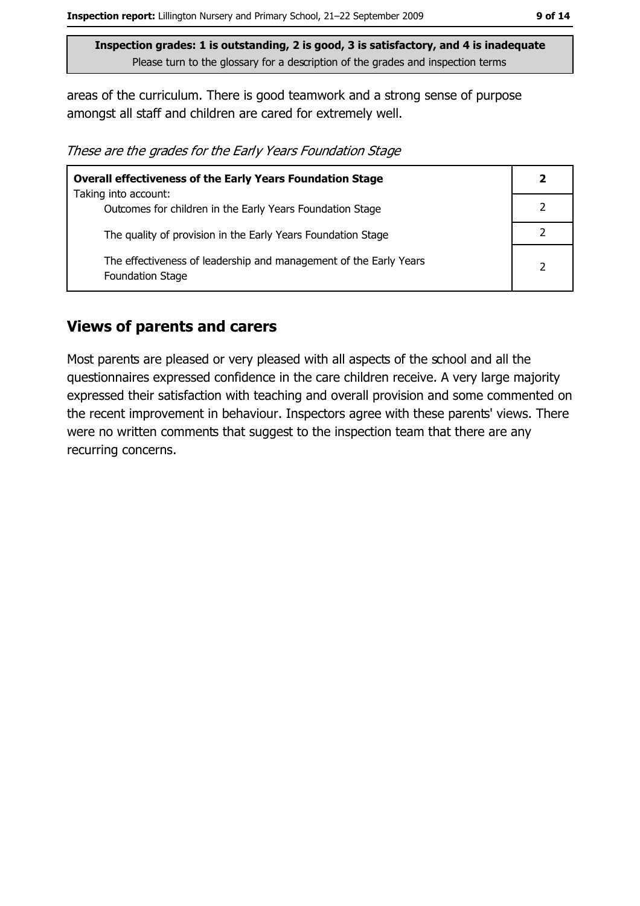**Inspection grades: 1 is outstanding, 2 is good, 3 is satisfactory, and 4 is inadequate**
Please turn to the glossary for a description of the grades and inspection terms

areas of the curriculum. There is good teamwork and a strong sense of purpose amongst all staff and children are cared for extremely well.

*These are the grades for the Early Years Foundation Stage*

| **Overall effectiveness of the Early Years Foundation Stage** Taking into account: | **2** |
|---|---|
| Outcomes for children in the Early Years Foundation Stage | 2 |
| The quality of provision in the Early Years Foundation Stage | 2 |
| The effectiveness of leadership and management of the Early Years Foundation Stage | 2 |

## Views of parents and carers

Most parents are pleased or very pleased with all aspects of the school and all the questionnaires expressed confidence in the care children receive. A very large majority expressed their satisfaction with teaching and overall provision and some commented on the recent improvement in behaviour. Inspectors agree with these parents' views. There were no written comments that suggest to the inspection team that there are any recurring concerns.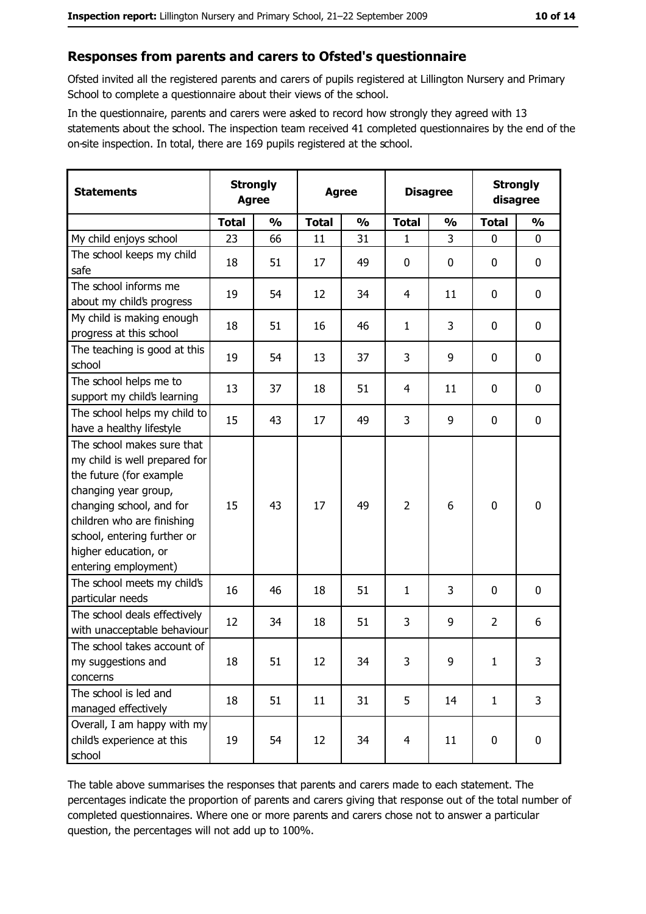## Responses from parents and carers to Ofsted's questionnaire

Ofsted invited all the registered parents and carers of pupils registered at Lillington Nursery and Primary School to complete a questionnaire about their views of the school.

In the questionnaire, parents and carers were asked to record how strongly they agreed with 13 statements about the school. The inspection team received 41 completed questionnaires by the end of the on-site inspection. In total, there are 169 pupils registered at the school.

| Statements | Strongly Agree | | Agree | | Disagree | | Strongly disagree | |
|---|---|---|---|---|---|---|---|---|
| | Total | % | Total | % | Total | % | Total | % |
| My child enjoys school | 23 | 66 | 11 | 31 | 1 | 3 | 0 | 0 |
| The school keeps my child safe | 18 | 51 | 17 | 49 | 0 | 0 | 0 | 0 |
| The school informs me about my child's progress | 19 | 54 | 12 | 34 | 4 | 11 | 0 | 0 |
| My child is making enough progress at this school | 18 | 51 | 16 | 46 | 1 | 3 | 0 | 0 |
| The teaching is good at this school | 19 | 54 | 13 | 37 | 3 | 9 | 0 | 0 |
| The school helps me to support my child's learning | 13 | 37 | 18 | 51 | 4 | 11 | 0 | 0 |
| The school helps my child to have a healthy lifestyle | 15 | 43 | 17 | 49 | 3 | 9 | 0 | 0 |
| The school makes sure that my child is well prepared for the future (for example changing year group, changing school, and for children who are finishing school, entering further or higher education, or entering employment) | 15 | 43 | 17 | 49 | 2 | 6 | 0 | 0 |
| The school meets my child's particular needs | 16 | 46 | 18 | 51 | 1 | 3 | 0 | 0 |
| The school deals effectively with unacceptable behaviour | 12 | 34 | 18 | 51 | 3 | 9 | 2 | 6 |
| The school takes account of my suggestions and concerns | 18 | 51 | 12 | 34 | 3 | 9 | 1 | 3 |
| The school is led and managed effectively | 18 | 51 | 11 | 31 | 5 | 14 | 1 | 3 |
| Overall, I am happy with my child's experience at this school | 19 | 54 | 12 | 34 | 4 | 11 | 0 | 0 |

The table above summarises the responses that parents and carers made to each statement. The percentages indicate the proportion of parents and carers giving that response out of the total number of completed questionnaires. Where one or more parents and carers chose not to answer a particular question, the percentages will not add up to 100%.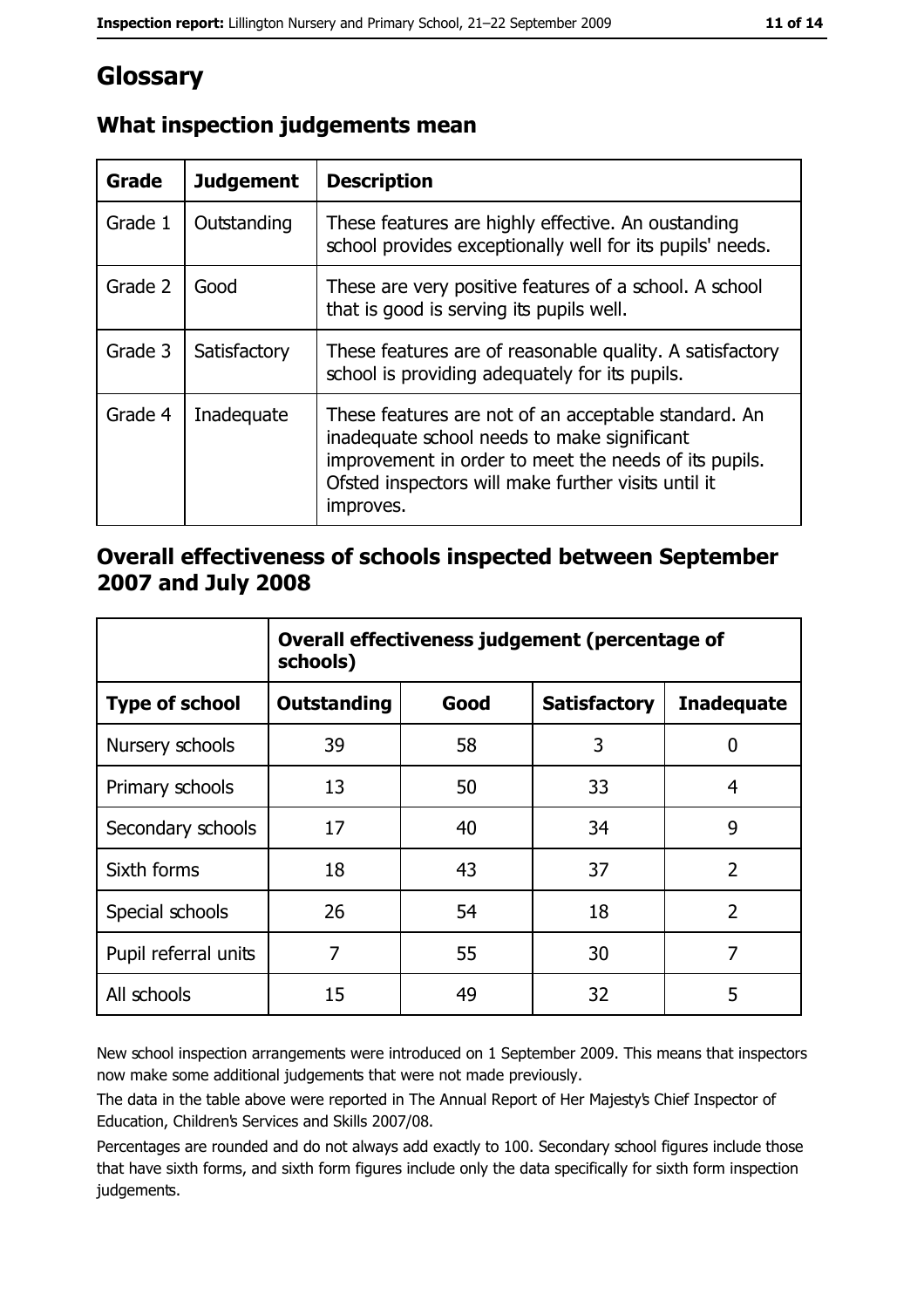# Glossary

## What inspection judgements mean

| Grade | Judgement | Description |
| --- | --- | --- |
| Grade 1 | Outstanding | These features are highly effective. An oustanding school provides exceptionally well for its pupils' needs. |
| Grade 2 | Good | These are very positive features of a school. A school that is good is serving its pupils well. |
| Grade 3 | Satisfactory | These features are of reasonable quality. A satisfactory school is providing adequately for its pupils. |
| Grade 4 | Inadequate | These features are not of an acceptable standard. An inadequate school needs to make significant improvement in order to meet the needs of its pupils. Ofsted inspectors will make further visits until it improves. |

## Overall effectiveness of schools inspected between September 2007 and July 2008

| | Overall effectiveness judgement (percentage of schools) | | | |
| --- | --- | --- | --- | --- |
| **Type of school** | **Outstanding** | **Good** | **Satisfactory** | **Inadequate** |
| Nursery schools | 39 | 58 | 3 | 0 |
| Primary schools | 13 | 50 | 33 | 4 |
| Secondary schools | 17 | 40 | 34 | 9 |
| Sixth forms | 18 | 43 | 37 | 2 |
| Special schools | 26 | 54 | 18 | 2 |
| Pupil referral units | 7 | 55 | 30 | 7 |
| All schools | 15 | 49 | 32 | 5 |

New school inspection arrangements were introduced on 1 September 2009. This means that inspectors now make some additional judgements that were not made previously.

The data in the table above were reported in The Annual Report of Her Majesty's Chief Inspector of Education, Children's Services and Skills 2007/08.

Percentages are rounded and do not always add exactly to 100. Secondary school figures include those that have sixth forms, and sixth form figures include only the data specifically for sixth form inspection judgements.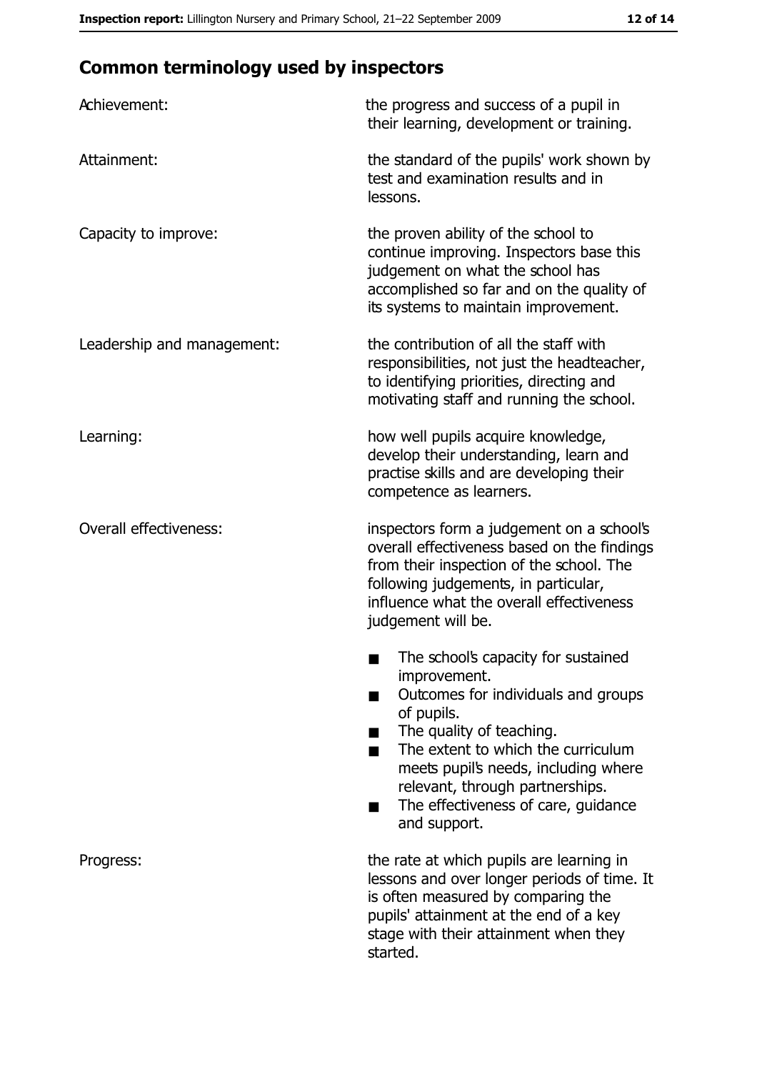## Common terminology used by inspectors

| | |
|---|---|
| Achievement: | the progress and success of a pupil in their learning, development or training. |
| Attainment: | the standard of the pupils' work shown by test and examination results and in lessons. |
| Capacity to improve: | the proven ability of the school to continue improving. Inspectors base this judgement on what the school has accomplished so far and on the quality of its systems to maintain improvement. |
| Leadership and management: | the contribution of all the staff with responsibilities, not just the headteacher, to identifying priorities, directing and motivating staff and running the school. |
| Learning: | how well pupils acquire knowledge, develop their understanding, learn and practise skills and are developing their competence as learners. |
| Overall effectiveness: | inspectors form a judgement on a school's overall effectiveness based on the findings from their inspection of the school. The following judgements, in particular, influence what the overall effectiveness judgement will be.<br>■ The school's capacity for sustained improvement.<br>■ Outcomes for individuals and groups of pupils.<br>■ The quality of teaching.<br>■ The extent to which the curriculum meets pupil's needs, including where relevant, through partnerships.<br>■ The effectiveness of care, guidance and support. |
| Progress: | the rate at which pupils are learning in lessons and over longer periods of time. It is often measured by comparing the pupils' attainment at the end of a key stage with their attainment when they started. |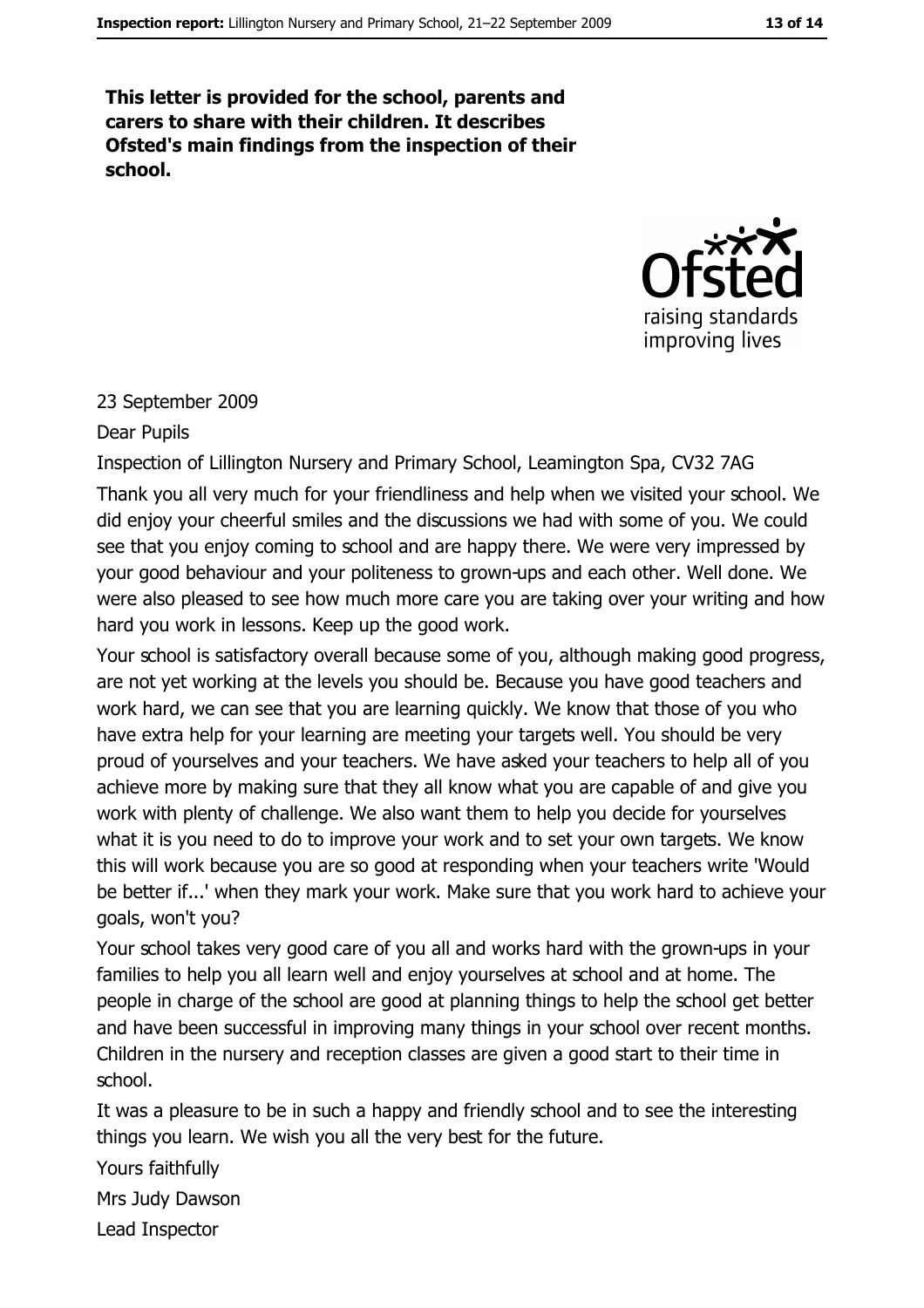**This letter is provided for the school, parents and carers to share with their children. It describes Ofsted's main findings from the inspection of their school.**

23 September 2009

Dear Pupils

Inspection of Lillington Nursery and Primary School, Leamington Spa, CV32 7AG

Thank you all very much for your friendliness and help when we visited your school. We did enjoy your cheerful smiles and the discussions we had with some of you. We could see that you enjoy coming to school and are happy there. We were very impressed by your good behaviour and your politeness to grown-ups and each other. Well done. We were also pleased to see how much more care you are taking over your writing and how hard you work in lessons. Keep up the good work.

Your school is satisfactory overall because some of you, although making good progress, are not yet working at the levels you should be. Because you have good teachers and work hard, we can see that you are learning quickly. We know that those of you who have extra help for your learning are meeting your targets well. You should be very proud of yourselves and your teachers. We have asked your teachers to help all of you achieve more by making sure that they all know what you are capable of and give you work with plenty of challenge. We also want them to help you decide for yourselves what it is you need to do to improve your work and to set your own targets. We know this will work because you are so good at responding when your teachers write 'Would be better if...' when they mark your work. Make sure that you work hard to achieve your goals, won't you?

Your school takes very good care of you all and works hard with the grown-ups in your families to help you all learn well and enjoy yourselves at school and at home. The people in charge of the school are good at planning things to help the school get better and have been successful in improving many things in your school over recent months. Children in the nursery and reception classes are given a good start to their time in school.

It was a pleasure to be in such a happy and friendly school and to see the interesting things you learn. We wish you all the very best for the future.

Yours faithfully

Mrs Judy Dawson

Lead Inspector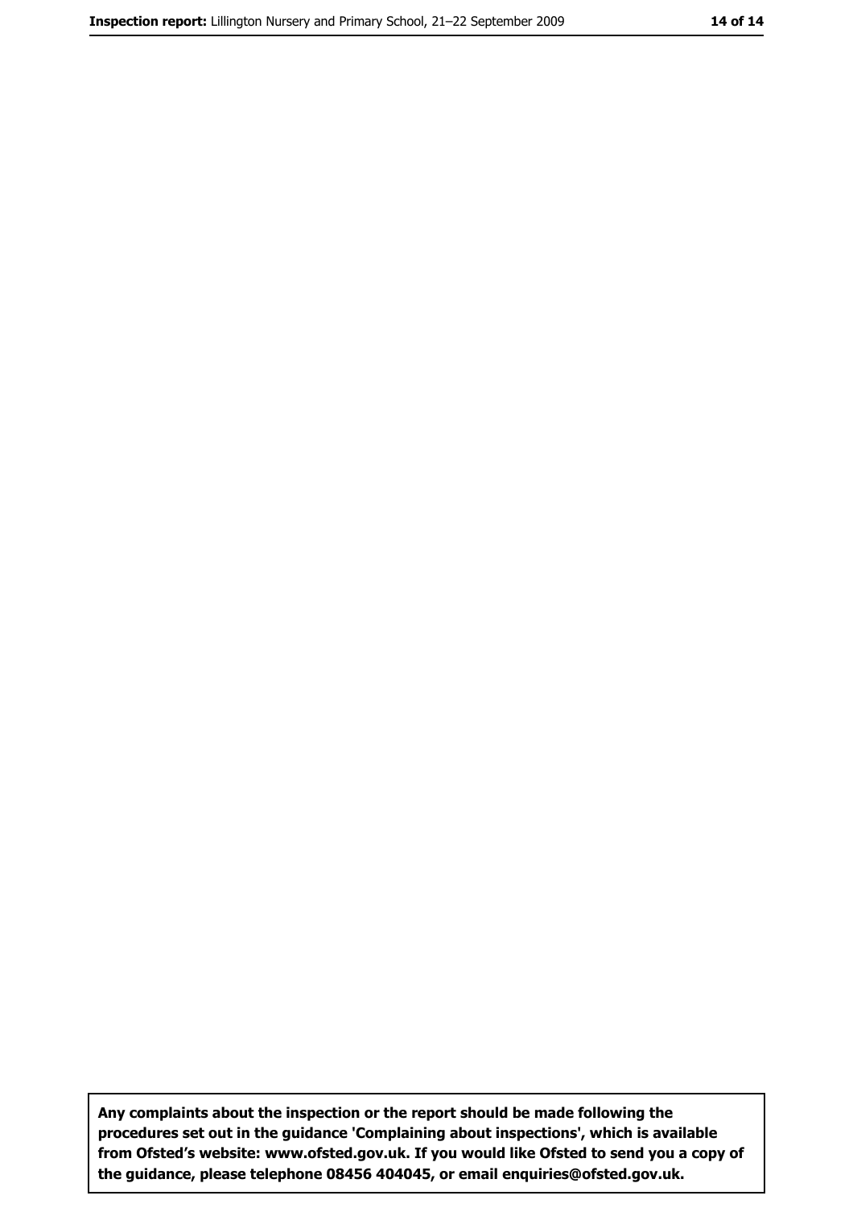**Any complaints about the inspection or the report should be made following the procedures set out in the guidance 'Complaining about inspections', which is available from Ofsted's website: www.ofsted.gov.uk. If you would like Ofsted to send you a copy of the guidance, please telephone 08456 404045, or email enquiries@ofsted.gov.uk.**